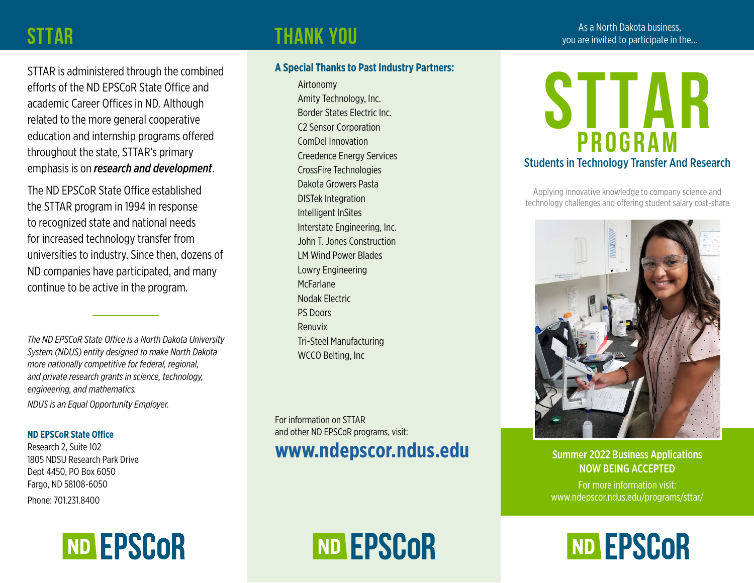## STTAR

STTAR is administered through the combined efforts of the ND EPSCoR State Office and academic Career Offices in ND. Although related to the more general cooperative education and internship programs offered throughout the state, STTAR's primary emphasis is on ***research and development***.

The ND EPSCoR State Office established the STTAR program in 1994 in response to recognized state and national needs for increased technology transfer from universities to industry. Since then, dozens of ND companies have participated, and many continue to be active in the program.

*The ND EPSCoR State Office is a North Dakota University System (NDUS) entity designed to make North Dakota more nationally competitive for federal, regional, and private research grants in science, technology, engineering, and mathematics.*

*NDUS is an Equal Opportunity Employer.*

**ND EPSCoR State Office**
Research 2, Suite 102
1805 NDSU Research Park Drive
Dept 4450, PO Box 6050
Fargo, ND 58108-6050
Phone: 701.231.8400

ND EPSCoR

## THANK YOU

**A Special Thanks to Past Industry Partners:**

- Airtonomy
- Amity Technology, Inc.
- Border States Electric Inc.
- C2 Sensor Corporation
- ComDel Innovation
- Creedence Energy Services
- CrossFire Technologies
- Dakota Growers Pasta
- DISTek Integration
- Intelligent InSites
- Interstate Engineering, Inc.
- John T. Jones Construction
- LM Wind Power Blades
- Lowry Engineering
- McFarlane
- Nodak Electric
- PS Doors
- Renuvix
- Tri-Steel Manufacturing
- WCCO Belting, Inc

For information on STTAR and other ND EPSCoR programs, visit:

**www.ndepscor.ndus.edu**

ND EPSCoR

As a North Dakota business, you are invited to participate in the...

# STTAR PROGRAM

## Students in Technology Transfer And Research

Applying innovative knowledge to company science and technology challenges and offering student salary cost-share

**Summer 2022 Business Applications NOW BEING ACCEPTED**

For more information visit:
www.ndepscor.ndus.edu/programs/sttar/

ND EPSCoR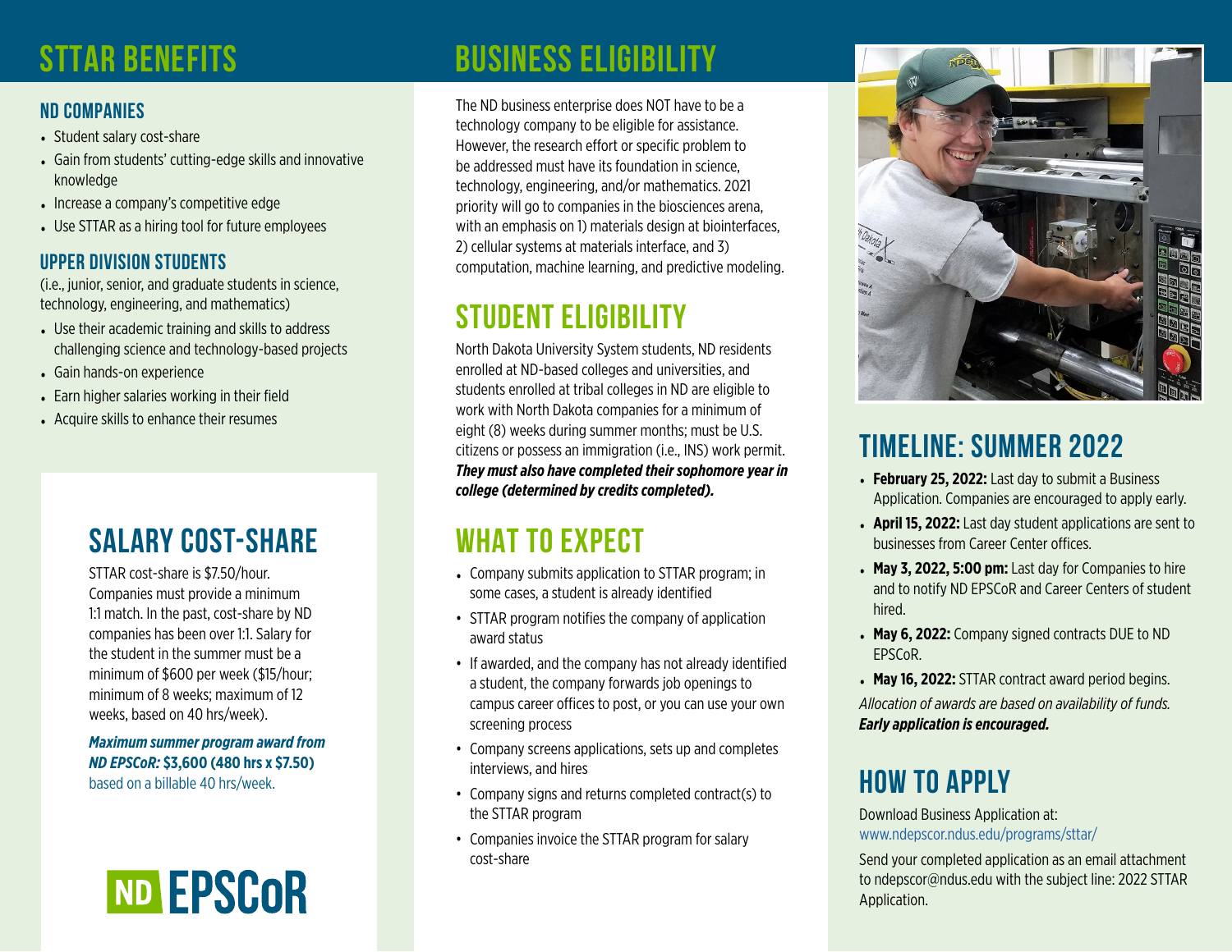# STTAR BENEFITS

## ND COMPANIES

- Student salary cost-share
- Gain from students' cutting-edge skills and innovative knowledge
- Increase a company's competitive edge
- Use STTAR as a hiring tool for future employees

## UPPER DIVISION STUDENTS

(i.e., junior, senior, and graduate students in science, technology, engineering, and mathematics)

- Use their academic training and skills to address challenging science and technology-based projects
- Gain hands-on experience
- Earn higher salaries working in their field
- Acquire skills to enhance their resumes

## SALARY COST-SHARE

STTAR cost-share is $7.50/hour. Companies must provide a minimum 1:1 match. In the past, cost-share by ND companies has been over 1:1. Salary for the student in the summer must be a minimum of $600 per week ($15/hour; minimum of 8 weeks; maximum of 12 weeks, based on 40 hrs/week).

***Maximum summer program award from ND EPSCoR:*** **$3,600 (480 hrs x $7.50)** based on a billable 40 hrs/week.

ND EPSCoR

# BUSINESS ELIGIBILITY

The ND business enterprise does NOT have to be a technology company to be eligible for assistance. However, the research effort or specific problem to be addressed must have its foundation in science, technology, engineering, and/or mathematics. 2021 priority will go to companies in the biosciences arena, with an emphasis on 1) materials design at biointerfaces, 2) cellular systems at materials interface, and 3) computation, machine learning, and predictive modeling.

# STUDENT ELIGIBILITY

North Dakota University System students, ND residents enrolled at ND-based colleges and universities, and students enrolled at tribal colleges in ND are eligible to work with North Dakota companies for a minimum of eight (8) weeks during summer months; must be U.S. citizens or possess an immigration (i.e., INS) work permit. ***They must also have completed their sophomore year in college (determined by credits completed).***

# WHAT TO EXPECT

- Company submits application to STTAR program; in some cases, a student is already identified
- STTAR program notifies the company of application award status
- If awarded, and the company has not already identified a student, the company forwards job openings to campus career offices to post, or you can use your own screening process
- Company screens applications, sets up and completes interviews, and hires
- Company signs and returns completed contract(s) to the STTAR program
- Companies invoice the STTAR program for salary cost-share

# TIMELINE: SUMMER 2022

- **February 25, 2022:** Last day to submit a Business Application. Companies are encouraged to apply early.
- **April 15, 2022:** Last day student applications are sent to businesses from Career Center offices.
- **May 3, 2022, 5:00 pm:** Last day for Companies to hire and to notify ND EPSCoR and Career Centers of student hired.
- **May 6, 2022:** Company signed contracts DUE to ND EPSCoR.
- **May 16, 2022:** STTAR contract award period begins.

*Allocation of awards are based on availability of funds.* ***Early application is encouraged.***

# HOW TO APPLY

Download Business Application at:
www.ndepscor.ndus.edu/programs/sttar/

Send your completed application as an email attachment to ndepscor@ndus.edu with the subject line: 2022 STTAR Application.